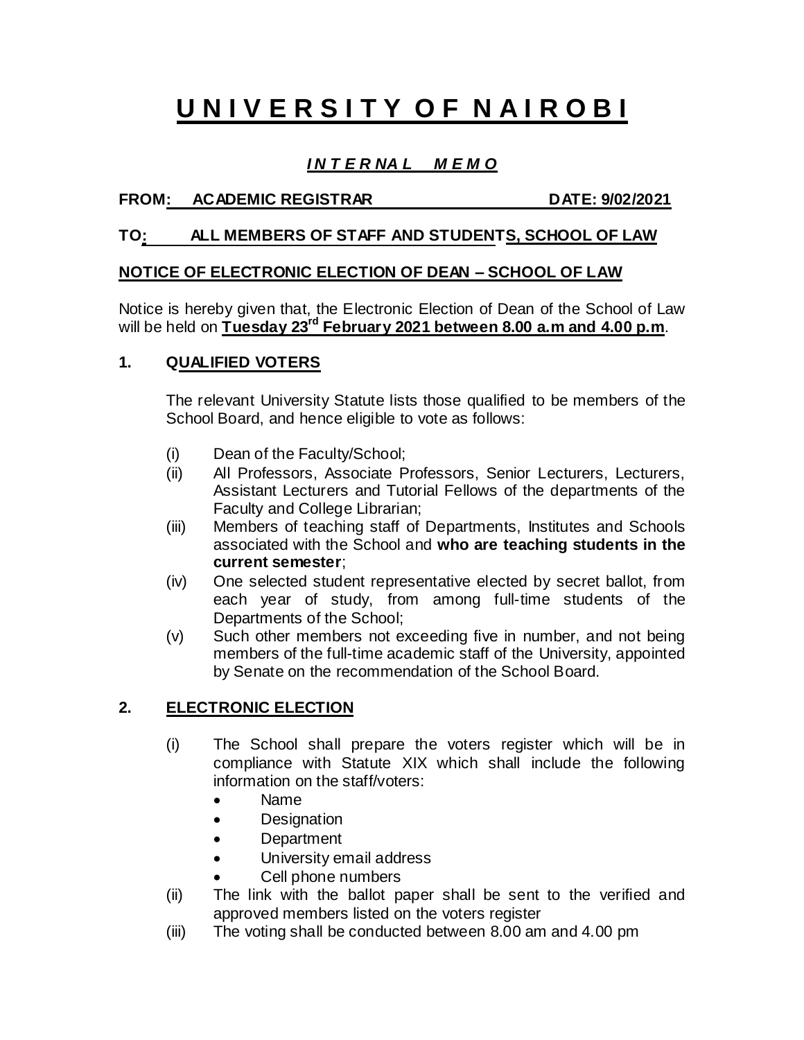# UNIVERSITY OF NAIROBI

***INTERNAL MEMO***

**FROM: ACADEMIC REGISTRAR** **DATE: 9/02/2021**

**TO: ALL MEMBERS OF STAFF AND STUDENTS, SCHOOL OF LAW**

**NOTICE OF ELECTRONIC ELECTION OF DEAN – SCHOOL OF LAW**

Notice is hereby given that, the Electronic Election of Dean of the School of Law will be held on **Tuesday 23rd February 2021 between 8.00 a.m and 4.00 p.m**.

## 1. QUALIFIED VOTERS

The relevant University Statute lists those qualified to be members of the School Board, and hence eligible to vote as follows:

(i) Dean of the Faculty/School;

(ii) All Professors, Associate Professors, Senior Lecturers, Lecturers, Assistant Lecturers and Tutorial Fellows of the departments of the Faculty and College Librarian;

(iii) Members of teaching staff of Departments, Institutes and Schools associated with the School and **who are teaching students in the current semester**;

(iv) One selected student representative elected by secret ballot, from each year of study, from among full-time students of the Departments of the School;

(v) Such other members not exceeding five in number, and not being members of the full-time academic staff of the University, appointed by Senate on the recommendation of the School Board.

## 2. ELECTRONIC ELECTION

(i) The School shall prepare the voters register which will be in compliance with Statute XIX which shall include the following information on the staff/voters:

- Name
- Designation
- Department
- University email address
- Cell phone numbers

(ii) The link with the ballot paper shall be sent to the verified and approved members listed on the voters register

(iii) The voting shall be conducted between 8.00 am and 4.00 pm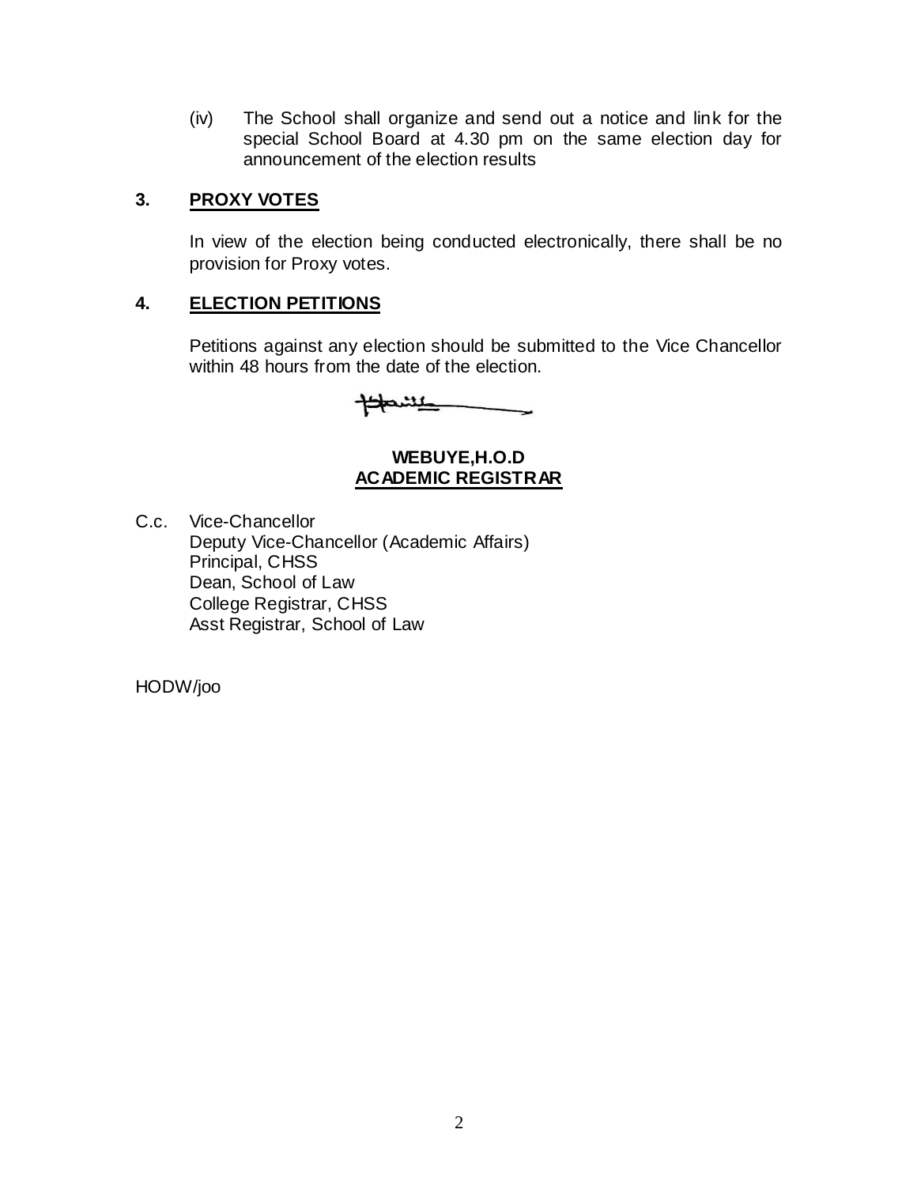(iv) The School shall organize and send out a notice and link for the special School Board at 4.30 pm on the same election day for announcement of the election results

## 3. PROXY VOTES

In view of the election being conducted electronically, there shall be no provision for Proxy votes.

## 4. ELECTION PETITIONS

Petitions against any election should be submitted to the Vice Chancellor within 48 hours from the date of the election.

**WEBUYE,H.O.D**
**ACADEMIC REGISTRAR**

C.c. Vice-Chancellor
Deputy Vice-Chancellor (Academic Affairs)
Principal, CHSS
Dean, School of Law
College Registrar, CHSS
Asst Registrar, School of Law

HODW/joo